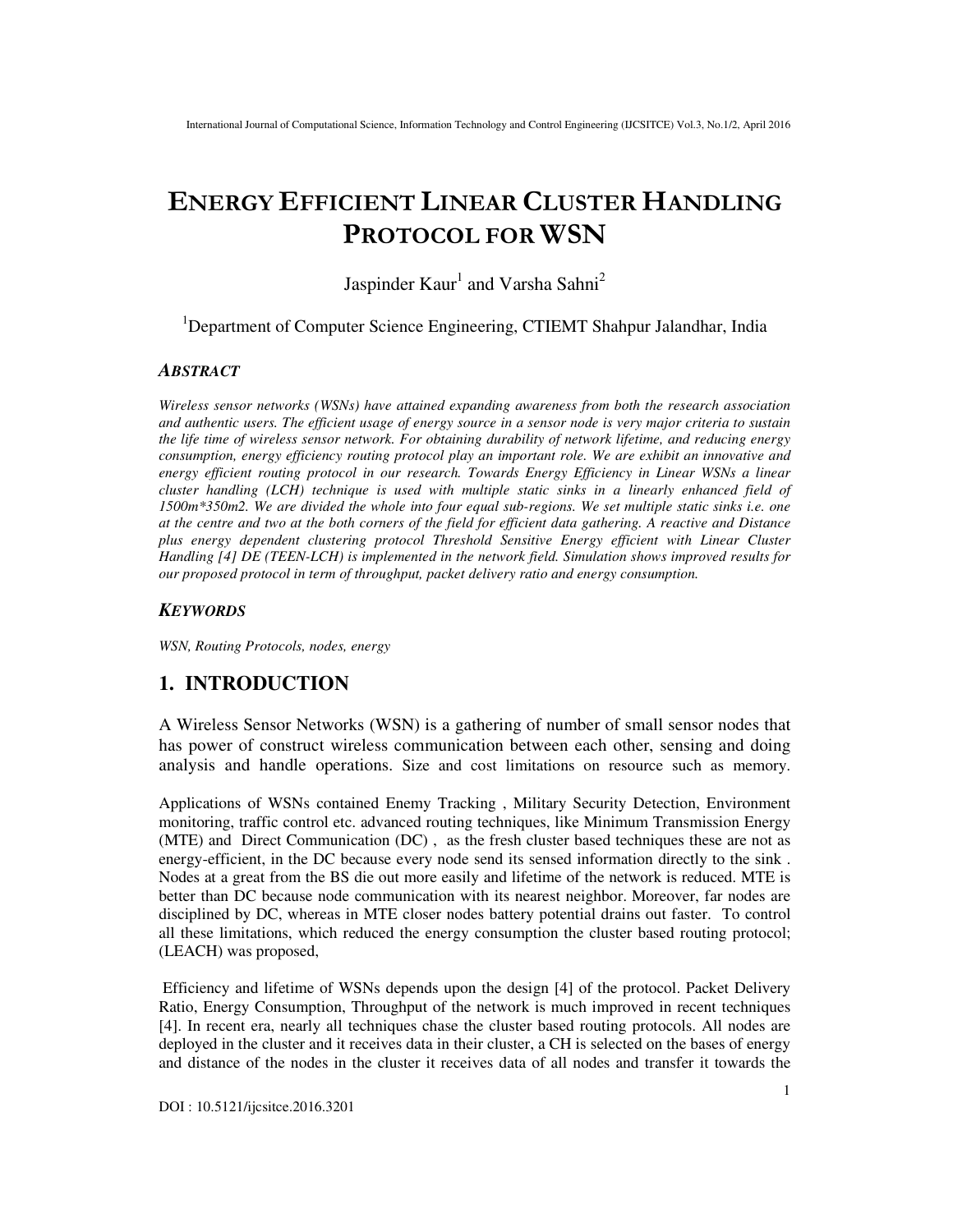# ENERGY EFFICIENT LINEAR CLUSTER HANDLING PROTOCOL FOR WSN

Jaspinder Kaur[1] and Varsha Sahni[2]

[1]Department of Computer Science Engineering, CTIEMT Shahpur Jalandhar, India

## ABSTRACT

*Wireless sensor networks (WSNs) have attained expanding awareness from both the research association and authentic users. The efficient usage of energy source in a sensor node is very major criteria to sustain the life time of wireless sensor network. For obtaining durability of network lifetime, and reducing energy consumption, energy efficiency routing protocol play an important role. We are exhibit an innovative and energy efficient routing protocol in our research. Towards Energy Efficiency in Linear WSNs a linear cluster handling (LCH) technique is used with multiple static sinks in a linearly enhanced field of 1500m\*350m2. We are divided the whole into four equal sub-regions. We set multiple static sinks i.e. one at the centre and two at the both corners of the field for efficient data gathering. A reactive and Distance plus energy dependent clustering protocol Threshold Sensitive Energy efficient with Linear Cluster Handling [4] DE (TEEN-LCH) is implemented in the network field. Simulation shows improved results for our proposed protocol in term of throughput, packet delivery ratio and energy consumption.*

## KEYWORDS

*WSN, Routing Protocols, nodes, energy*

## 1. INTRODUCTION

A Wireless Sensor Networks (WSN) is a gathering of number of small sensor nodes that has power of construct wireless communication between each other, sensing and doing analysis and handle operations. Size and cost limitations on resource such as memory.

Applications of WSNs contained Enemy Tracking , Military Security Detection, Environment monitoring, traffic control etc. advanced routing techniques, like Minimum Transmission Energy (MTE) and Direct Communication (DC) , as the fresh cluster based techniques these are not as energy-efficient, in the DC because every node send its sensed information directly to the sink . Nodes at a great from the BS die out more easily and lifetime of the network is reduced. MTE is better than DC because node communication with its nearest neighbor. Moreover, far nodes are disciplined by DC, whereas in MTE closer nodes battery potential drains out faster. To control all these limitations, which reduced the energy consumption the cluster based routing protocol; (LEACH) was proposed,

Efficiency and lifetime of WSNs depends upon the design [4] of the protocol. Packet Delivery Ratio, Energy Consumption, Throughput of the network is much improved in recent techniques [4]. In recent era, nearly all techniques chase the cluster based routing protocols. All nodes are deployed in the cluster and it receives data in their cluster, a CH is selected on the bases of energy and distance of the nodes in the cluster it receives data of all nodes and transfer it towards the

DOI : 10.5121/ijcsitce.2016.3201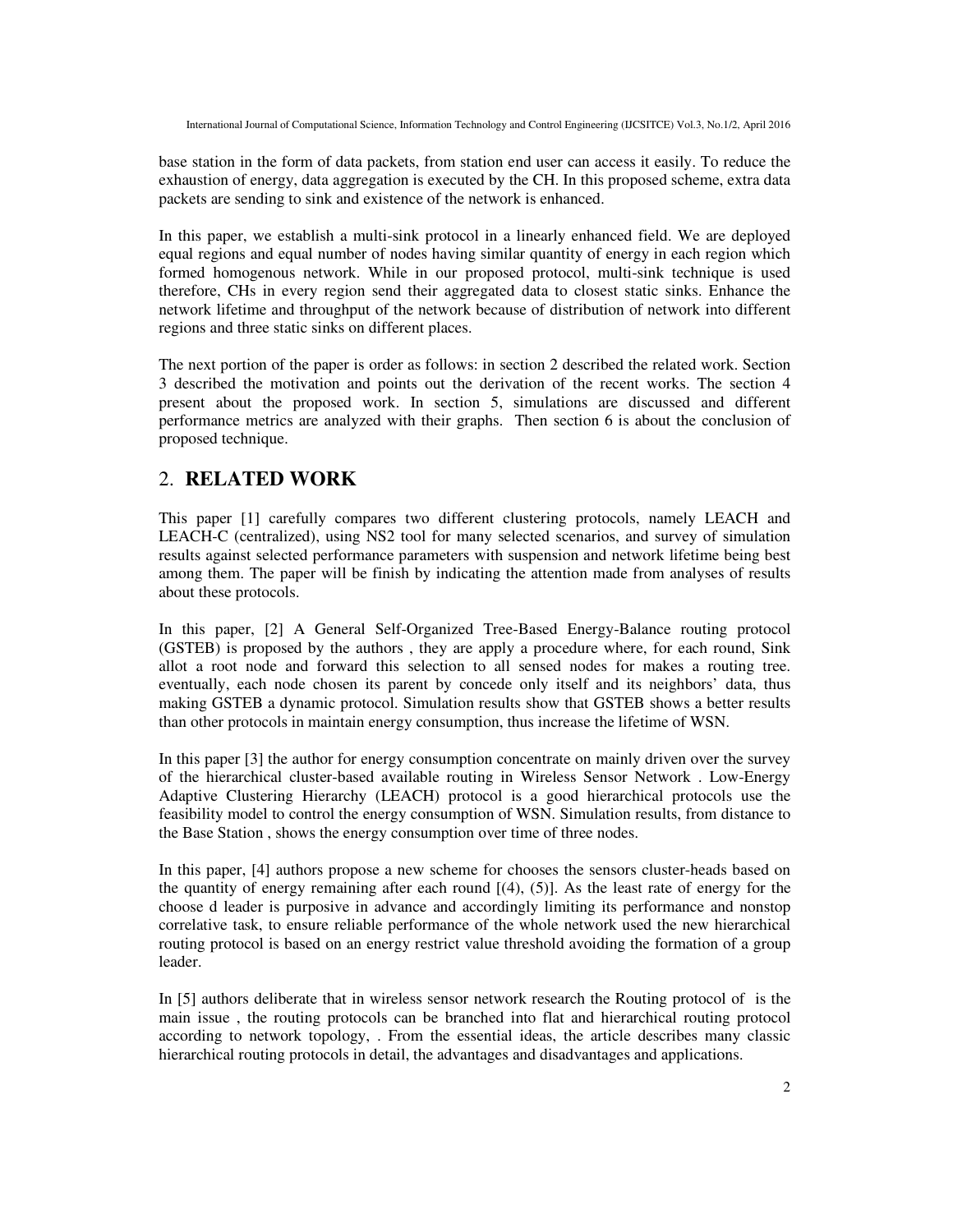base station in the form of data packets, from station end user can access it easily. To reduce the exhaustion of energy, data aggregation is executed by the CH. In this proposed scheme, extra data packets are sending to sink and existence of the network is enhanced.

In this paper, we establish a multi-sink protocol in a linearly enhanced field. We are deployed equal regions and equal number of nodes having similar quantity of energy in each region which formed homogenous network. While in our proposed protocol, multi-sink technique is used therefore, CHs in every region send their aggregated data to closest static sinks. Enhance the network lifetime and throughput of the network because of distribution of network into different regions and three static sinks on different places.

The next portion of the paper is order as follows: in section 2 described the related work. Section 3 described the motivation and points out the derivation of the recent works. The section 4 present about the proposed work. In section 5, simulations are discussed and different performance metrics are analyzed with their graphs. Then section 6 is about the conclusion of proposed technique.

## 2. RELATED WORK

This paper [1] carefully compares two different clustering protocols, namely LEACH and LEACH-C (centralized), using NS2 tool for many selected scenarios, and survey of simulation results against selected performance parameters with suspension and network lifetime being best among them. The paper will be finish by indicating the attention made from analyses of results about these protocols.

In this paper, [2] A General Self-Organized Tree-Based Energy-Balance routing protocol (GSTEB) is proposed by the authors , they are apply a procedure where, for each round, Sink allot a root node and forward this selection to all sensed nodes for makes a routing tree. eventually, each node chosen its parent by concede only itself and its neighbors' data, thus making GSTEB a dynamic protocol. Simulation results show that GSTEB shows a better results than other protocols in maintain energy consumption, thus increase the lifetime of WSN.

In this paper [3] the author for energy consumption concentrate on mainly driven over the survey of the hierarchical cluster-based available routing in Wireless Sensor Network . Low-Energy Adaptive Clustering Hierarchy (LEACH) protocol is a good hierarchical protocols use the feasibility model to control the energy consumption of WSN. Simulation results, from distance to the Base Station , shows the energy consumption over time of three nodes.

In this paper, [4] authors propose a new scheme for chooses the sensors cluster-heads based on the quantity of energy remaining after each round [(4), (5)]. As the least rate of energy for the choose d leader is purposive in advance and accordingly limiting its performance and nonstop correlative task, to ensure reliable performance of the whole network used the new hierarchical routing protocol is based on an energy restrict value threshold avoiding the formation of a group leader.

In [5] authors deliberate that in wireless sensor network research the Routing protocol of is the main issue , the routing protocols can be branched into flat and hierarchical routing protocol according to network topology, . From the essential ideas, the article describes many classic hierarchical routing protocols in detail, the advantages and disadvantages and applications.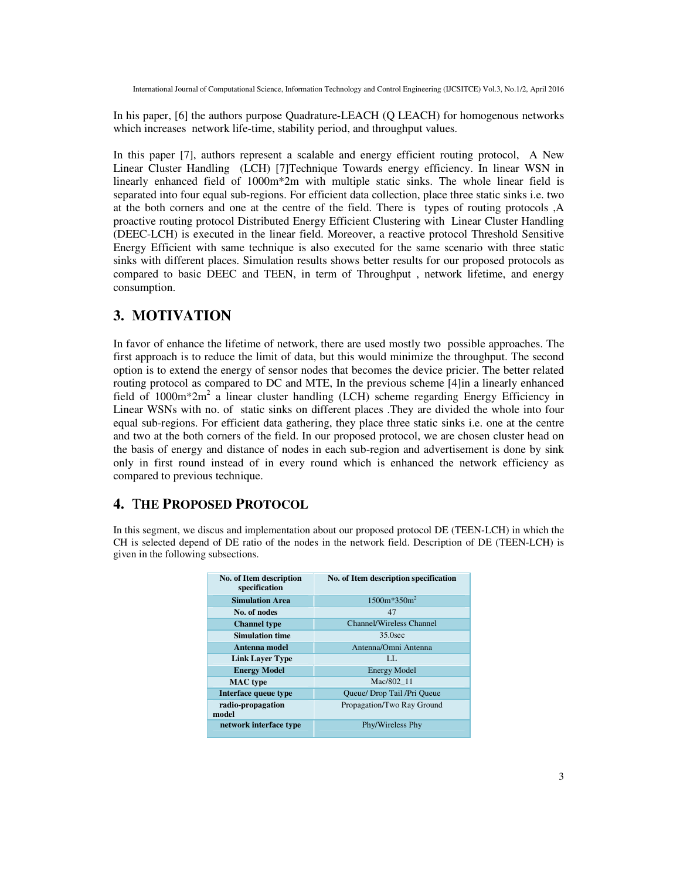In his paper, [6] the authors purpose Quadrature-LEACH (Q LEACH) for homogenous networks which increases network life-time, stability period, and throughput values.

In this paper [7], authors represent a scalable and energy efficient routing protocol, A New Linear Cluster Handling (LCH) [7]Technique Towards energy efficiency. In linear WSN in linearly enhanced field of 1000m*2m with multiple static sinks. The whole linear field is separated into four equal sub-regions. For efficient data collection, place three static sinks i.e. two at the both corners and one at the centre of the field. There is types of routing protocols ,A proactive routing protocol Distributed Energy Efficient Clustering with Linear Cluster Handling (DEEC-LCH) is executed in the linear field. Moreover, a reactive protocol Threshold Sensitive Energy Efficient with same technique is also executed for the same scenario with three static sinks with different places. Simulation results shows better results for our proposed protocols as compared to basic DEEC and TEEN, in term of Throughput , network lifetime, and energy consumption.

## 3. MOTIVATION

In favor of enhance the lifetime of network, there are used mostly two possible approaches. The first approach is to reduce the limit of data, but this would minimize the throughput. The second option is to extend the energy of sensor nodes that becomes the device pricier. The better related routing protocol as compared to DC and MTE, In the previous scheme [4]in a linearly enhanced field of 1000m*2m$^2$ a linear cluster handling (LCH) scheme regarding Energy Efficiency in Linear WSNs with no. of static sinks on different places .They are divided the whole into four equal sub-regions. For efficient data gathering, they place three static sinks i.e. one at the centre and two at the both corners of the field. In our proposed protocol, we are chosen cluster head on the basis of energy and distance of nodes in each sub-region and advertisement is done by sink only in first round instead of in every round which is enhanced the network efficiency as compared to previous technique.

## 4. THE PROPOSED PROTOCOL

In this segment, we discus and implementation about our proposed protocol DE (TEEN-LCH) in which the CH is selected depend of DE ratio of the nodes in the network field. Description of DE (TEEN-LCH) is given in the following subsections.

| No. of Item description specification | No. of Item description specification |
|---|---|
| **Simulation Area** | 1500m*350m$^2$ |
| **No. of nodes** | 47 |
| **Channel type** | Channel/Wireless Channel |
| **Simulation time** | 35.0sec |
| **Antenna model** | Antenna/Omni Antenna |
| **Link Layer Type** | LL |
| **Energy Model** | Energy Model |
| **MAC type** | Mac/802_11 |
| **Interface queue type** | Queue/ Drop Tail /Pri Queue |
| **radio-propagation model** | Propagation/Two Ray Ground |
| **network interface type** | Phy/Wireless Phy |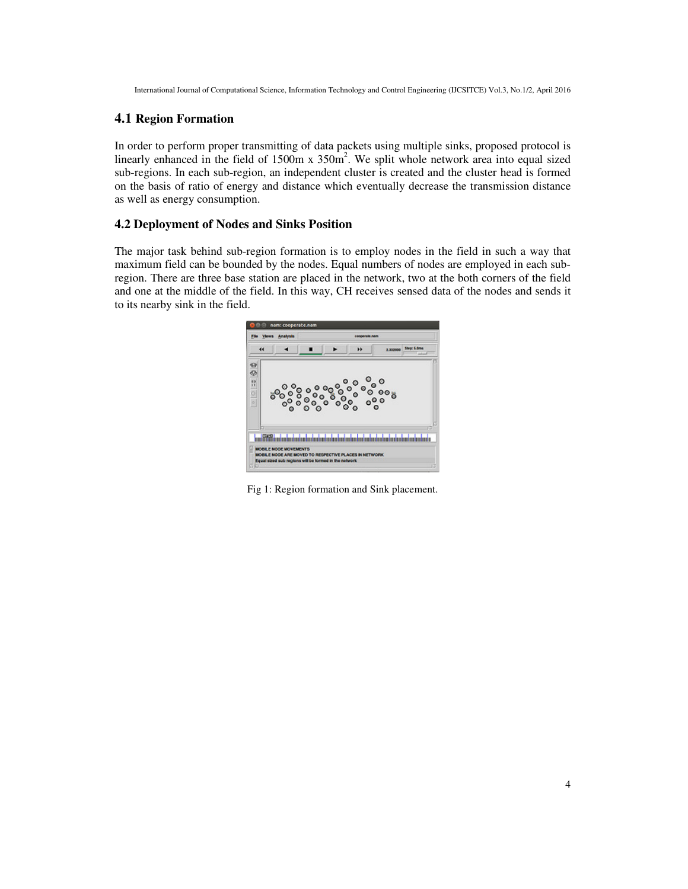## 4.1 Region Formation

In order to perform proper transmitting of data packets using multiple sinks, proposed protocol is linearly enhanced in the field of 1500m x $350m^2$. We split whole network area into equal sized sub-regions. In each sub-region, an independent cluster is created and the cluster head is formed on the basis of ratio of energy and distance which eventually decrease the transmission distance as well as energy consumption.

## 4.2 Deployment of Nodes and Sinks Position

The major task behind sub-region formation is to employ nodes in the field in such a way that maximum field can be bounded by the nodes. Equal numbers of nodes are employed in each sub-region. There are three base station are placed in the network, two at the both corners of the field and one at the middle of the field. In this way, CH receives sensed data of the nodes and sends it to its nearby sink in the field.

Fig 1: Region formation and Sink placement.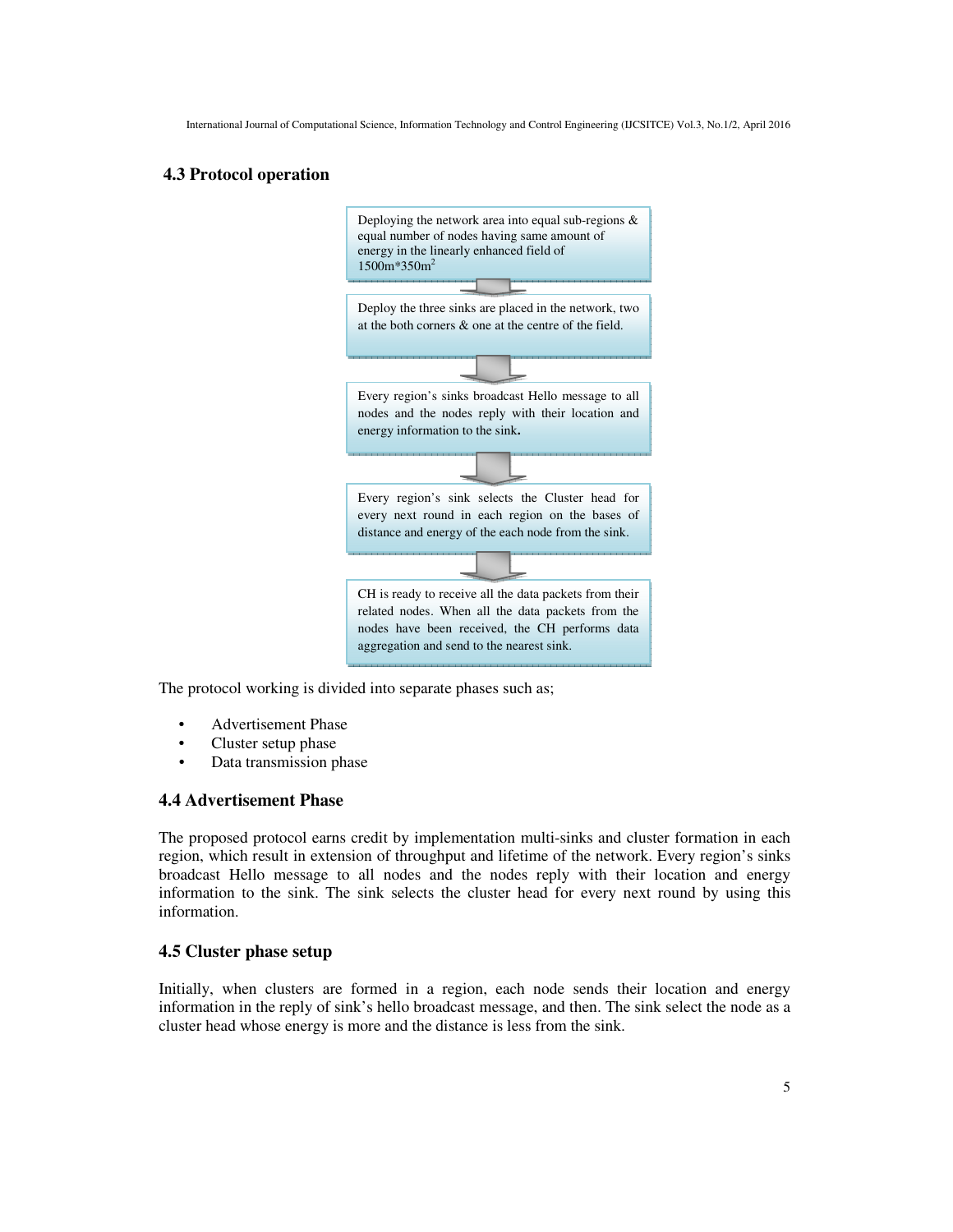### 4.3 Protocol operation

Deploying the network area into equal sub-regions & equal number of nodes having same amount of energy in the linearly enhanced field of 1500m*350m$^2$

Deploy the three sinks are placed in the network, two at the both corners & one at the centre of the field.

Every region's sinks broadcast Hello message to all nodes and the nodes reply with their location and energy information to the sink.

Every region's sink selects the Cluster head for every next round in each region on the bases of distance and energy of the each node from the sink.

CH is ready to receive all the data packets from their related nodes. When all the data packets from the nodes have been received, the CH performs data aggregation and send to the nearest sink.

The protocol working is divided into separate phases such as;

- Advertisement Phase
- Cluster setup phase
- Data transmission phase

### 4.4 Advertisement Phase

The proposed protocol earns credit by implementation multi-sinks and cluster formation in each region, which result in extension of throughput and lifetime of the network. Every region's sinks broadcast Hello message to all nodes and the nodes reply with their location and energy information to the sink. The sink selects the cluster head for every next round by using this information.

### 4.5 Cluster phase setup

Initially, when clusters are formed in a region, each node sends their location and energy information in the reply of sink's hello broadcast message, and then. The sink select the node as a cluster head whose energy is more and the distance is less from the sink.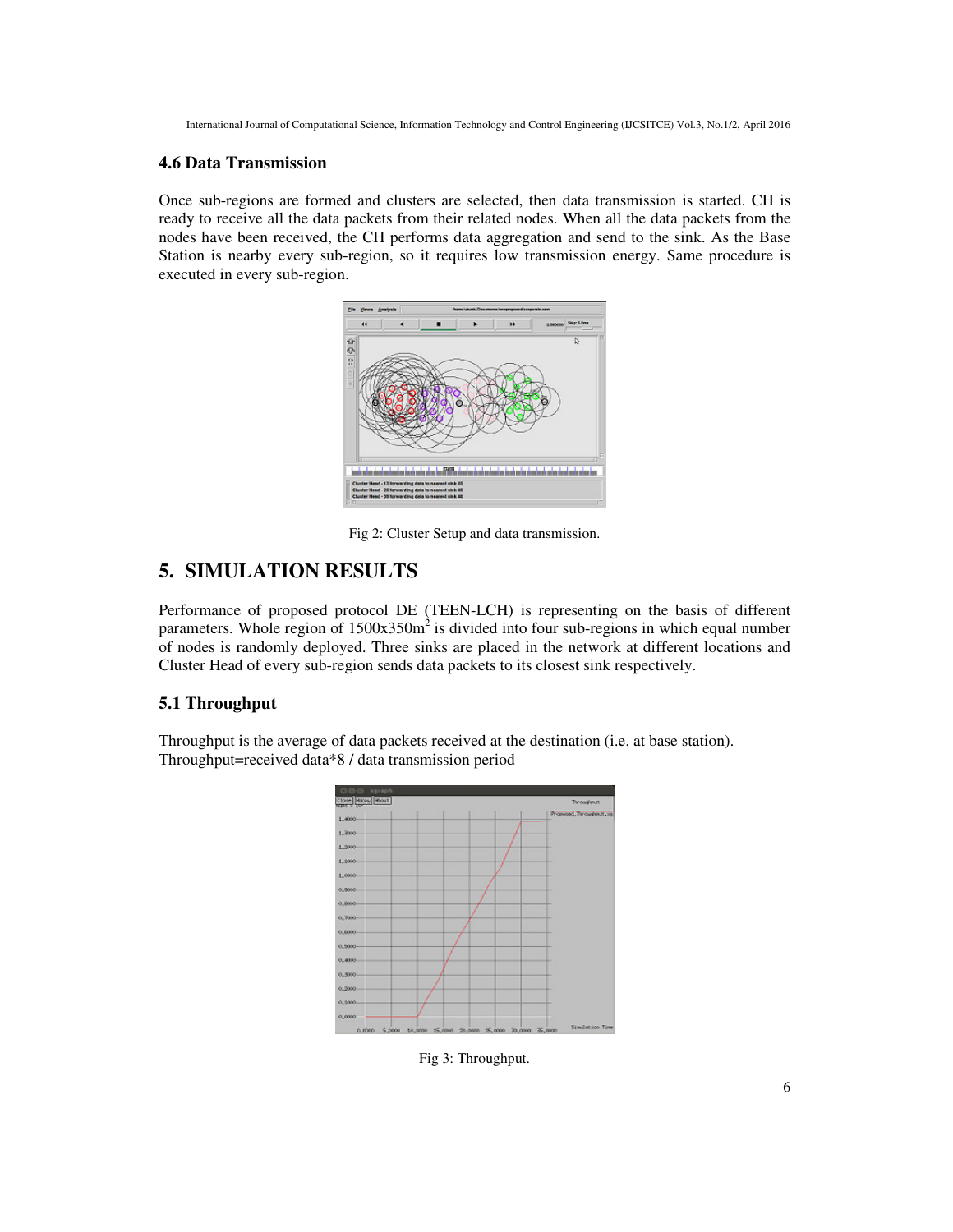### 4.6 Data Transmission

Once sub-regions are formed and clusters are selected, then data transmission is started. CH is ready to receive all the data packets from their related nodes. When all the data packets from the nodes have been received, the CH performs data aggregation and send to the sink. As the Base Station is nearby every sub-region, so it requires low transmission energy. Same procedure is executed in every sub-region.

Fig 2: Cluster Setup and data transmission.

## 5. SIMULATION RESULTS

Performance of proposed protocol DE (TEEN-LCH) is representing on the basis of different parameters. Whole region of 1500x350m$^2$ is divided into four sub-regions in which equal number of nodes is randomly deployed. Three sinks are placed in the network at different locations and Cluster Head of every sub-region sends data packets to its closest sink respectively.

### 5.1 Throughput

Throughput is the average of data packets received at the destination (i.e. at base station).
Throughput=received data*8 / data transmission period

Fig 3: Throughput.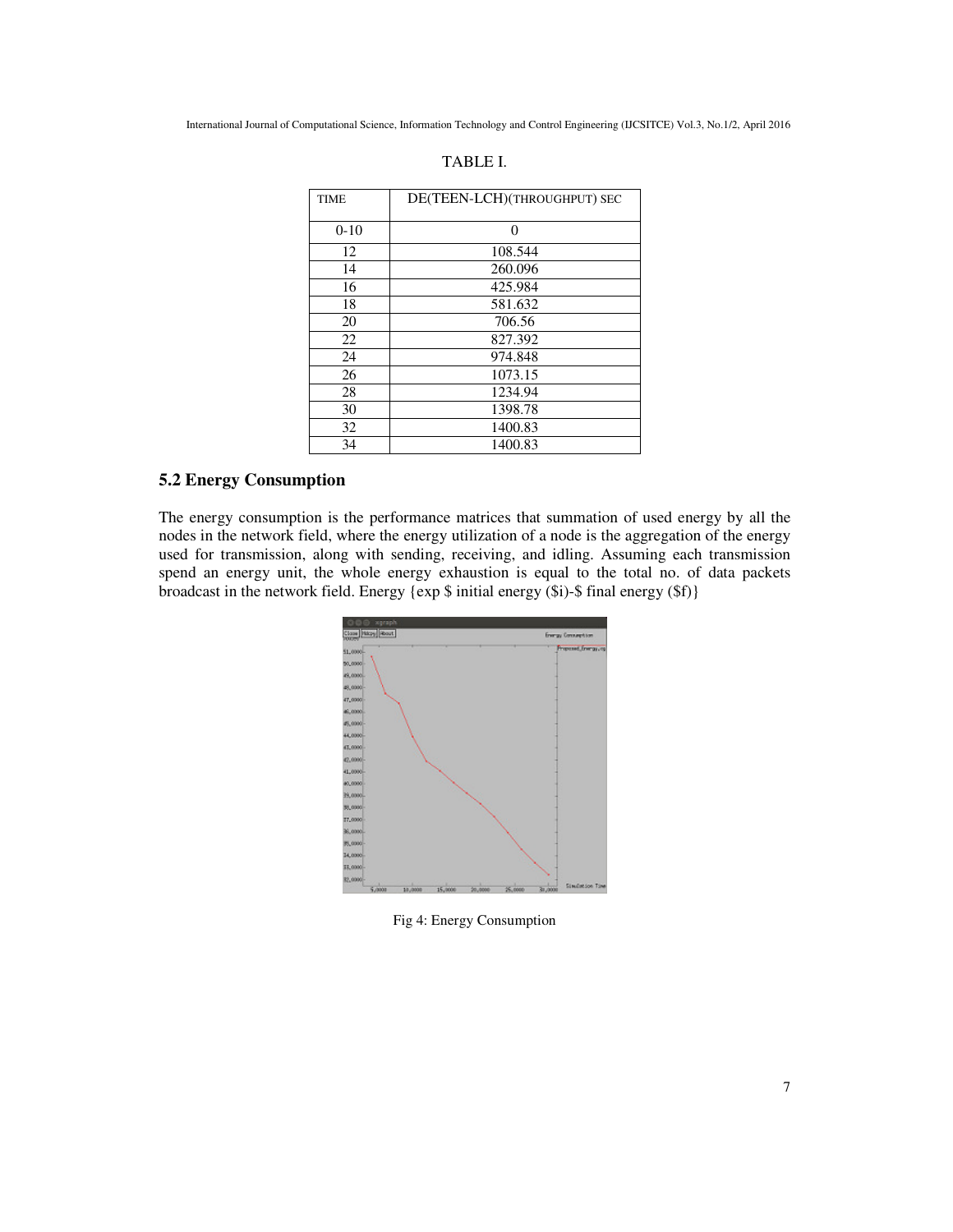TABLE I.

| TIME | DE(TEEN-LCH)(THROUGHPUT) SEC |
|---|---|
| 0-10 | 0 |
| 12 | 108.544 |
| 14 | 260.096 |
| 16 | 425.984 |
| 18 | 581.632 |
| 20 | 706.56 |
| 22 | 827.392 |
| 24 | 974.848 |
| 26 | 1073.15 |
| 28 | 1234.94 |
| 30 | 1398.78 |
| 32 | 1400.83 |
| 34 | 1400.83 |

## 5.2 Energy Consumption

The energy consumption is the performance matrices that summation of used energy by all the nodes in the network field, where the energy utilization of a node is the aggregation of the energy used for transmission, along with sending, receiving, and idling. Assuming each transmission spend an energy unit, the whole energy exhaustion is equal to the total no. of data packets broadcast in the network field. Energy {exp $ initial energy ($i)-$ final energy ($f)}

Fig 4: Energy Consumption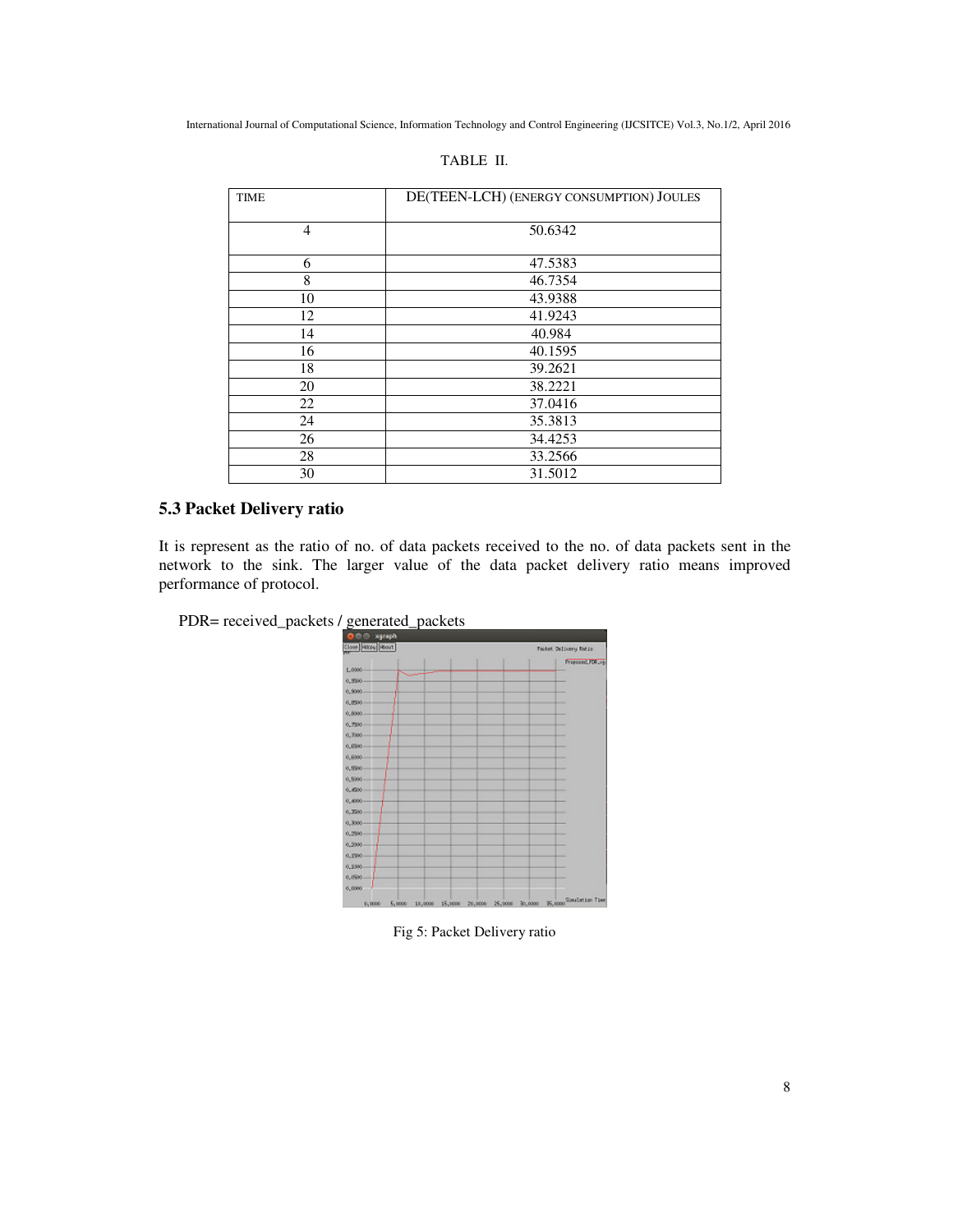TABLE II.

| TIME | DE(TEEN-LCH) (ENERGY CONSUMPTION) JOULES |
|---|---|
| 4 | 50.6342 |
| 6 | 47.5383 |
| 8 | 46.7354 |
| 10 | 43.9388 |
| 12 | 41.9243 |
| 14 | 40.984 |
| 16 | 40.1595 |
| 18 | 39.2621 |
| 20 | 38.2221 |
| 22 | 37.0416 |
| 24 | 35.3813 |
| 26 | 34.4253 |
| 28 | 33.2566 |
| 30 | 31.5012 |

### 5.3 Packet Delivery ratio

It is represent as the ratio of no. of data packets received to the no. of data packets sent in the network to the sink. The larger value of the data packet delivery ratio means improved performance of protocol.

PDR= received_packets / generated_packets

Fig 5: Packet Delivery ratio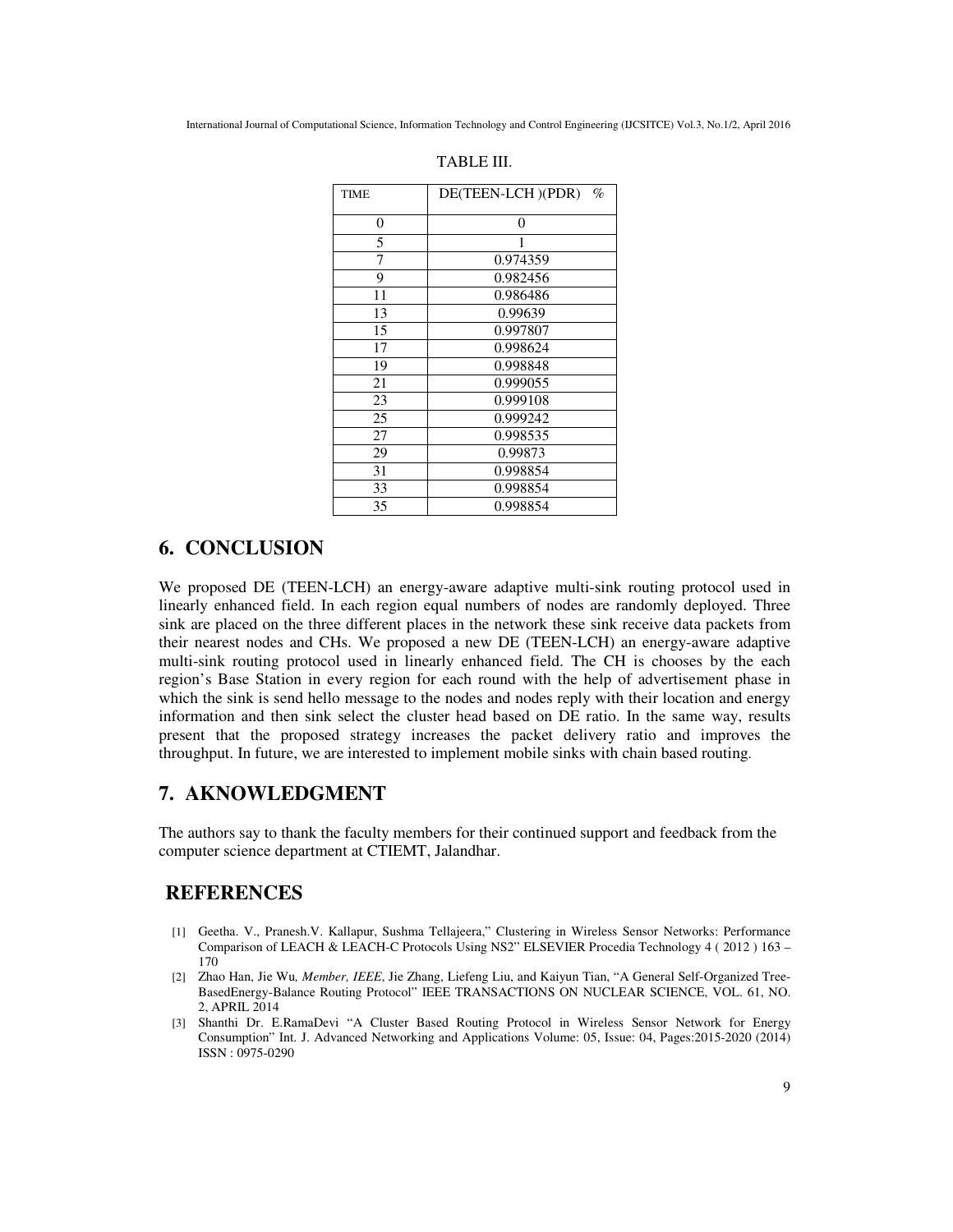TABLE III.

| TIME | DE(TEEN-LCH )(PDR) % |
|---|---|
| 0 | 0 |
| 5 | 1 |
| 7 | 0.974359 |
| 9 | 0.982456 |
| 11 | 0.986486 |
| 13 | 0.99639 |
| 15 | 0.997807 |
| 17 | 0.998624 |
| 19 | 0.998848 |
| 21 | 0.999055 |
| 23 | 0.999108 |
| 25 | 0.999242 |
| 27 | 0.998535 |
| 29 | 0.99873 |
| 31 | 0.998854 |
| 33 | 0.998854 |
| 35 | 0.998854 |

## 6. CONCLUSION

We proposed DE (TEEN-LCH) an energy-aware adaptive multi-sink routing protocol used in linearly enhanced field. In each region equal numbers of nodes are randomly deployed. Three sink are placed on the three different places in the network these sink receive data packets from their nearest nodes and CHs. We proposed a new DE (TEEN-LCH) an energy-aware adaptive multi-sink routing protocol used in linearly enhanced field. The CH is chooses by the each region's Base Station in every region for each round with the help of advertisement phase in which the sink is send hello message to the nodes and nodes reply with their location and energy information and then sink select the cluster head based on DE ratio. In the same way, results present that the proposed strategy increases the packet delivery ratio and improves the throughput. In future, we are interested to implement mobile sinks with chain based routing.

## 7. AKNOWLEDGMENT

The authors say to thank the faculty members for their continued support and feedback from the computer science department at CTIEMT, Jalandhar.

## REFERENCES

[1] Geetha. V., Pranesh.V. Kallapur, Sushma Tellajeera," Clustering in Wireless Sensor Networks: Performance Comparison of LEACH & LEACH-C Protocols Using NS2" ELSEVIER Procedia Technology 4 ( 2012 ) 163 – 170

[2] Zhao Han, Jie Wu, *Member, IEEE*, Jie Zhang, Liefeng Liu, and Kaiyun Tian, "A General Self-Organized Tree-BasedEnergy-Balance Routing Protocol" IEEE TRANSACTIONS ON NUCLEAR SCIENCE, VOL. 61, NO. 2, APRIL 2014

[3] Shanthi Dr. E.RamaDevi "A Cluster Based Routing Protocol in Wireless Sensor Network for Energy Consumption" Int. J. Advanced Networking and Applications Volume: 05, Issue: 04, Pages:2015-2020 (2014) ISSN : 0975-0290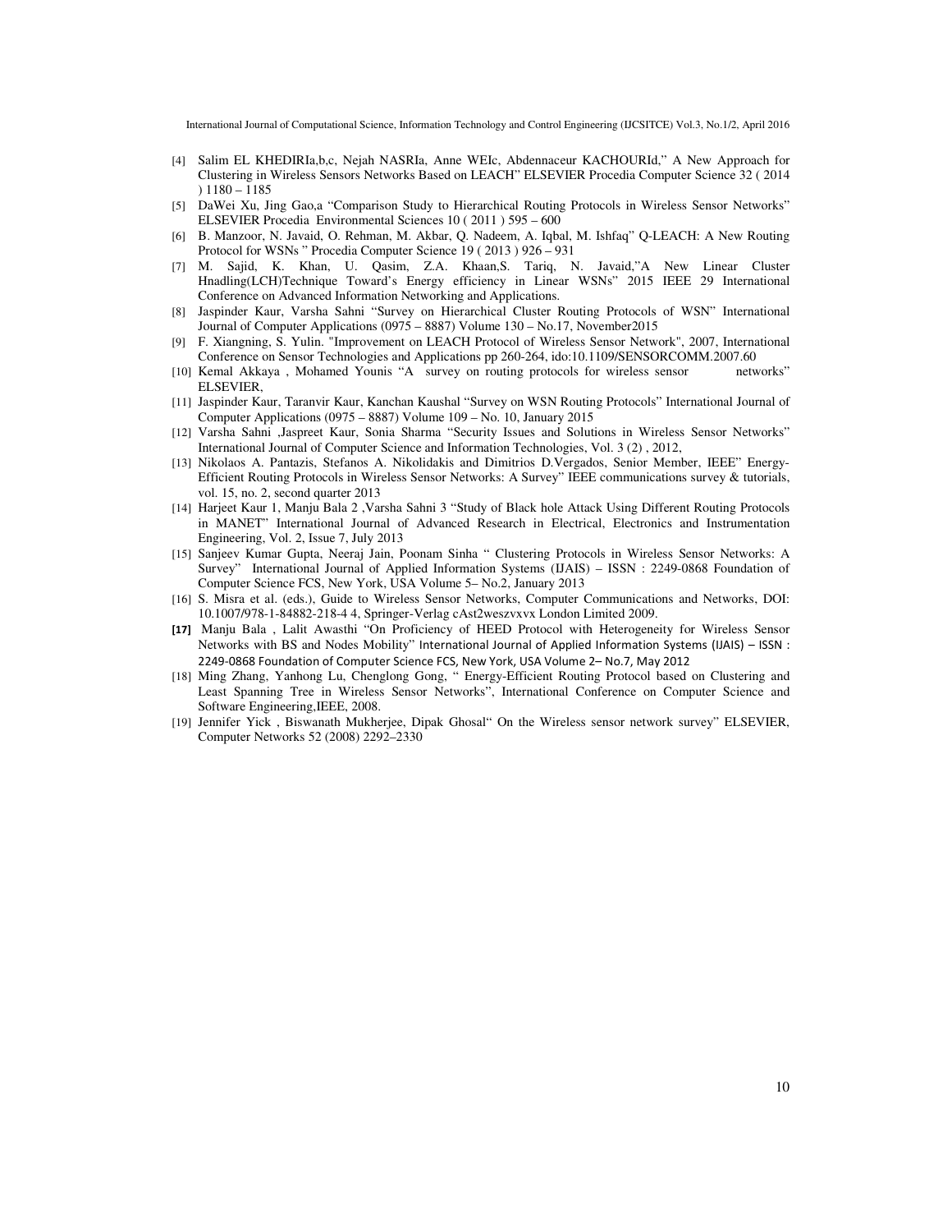[4] Salim EL KHEDIRIa,b,c, Nejah NASRIa, Anne WEIc, Abdennaceur KACHOURId," A New Approach for Clustering in Wireless Sensors Networks Based on LEACH" ELSEVIER Procedia Computer Science 32 ( 2014 ) 1180 – 1185

[5] DaWei Xu, Jing Gao,a "Comparison Study to Hierarchical Routing Protocols in Wireless Sensor Networks" ELSEVIER Procedia Environmental Sciences 10 ( 2011 ) 595 – 600

[6] B. Manzoor, N. Javaid, O. Rehman, M. Akbar, Q. Nadeem, A. Iqbal, M. Ishfaq" Q-LEACH: A New Routing Protocol for WSNs " Procedia Computer Science 19 ( 2013 ) 926 – 931

[7] M. Sajid, K. Khan, U. Qasim, Z.A. Khaan,S. Tariq, N. Javaid,"A New Linear Cluster Hnadling(LCH)Technique Toward's Energy efficiency in Linear WSNs" 2015 IEEE 29 International Conference on Advanced Information Networking and Applications.

[8] Jaspinder Kaur, Varsha Sahni "Survey on Hierarchical Cluster Routing Protocols of WSN" International Journal of Computer Applications (0975 – 8887) Volume 130 – No.17, November2015

[9] F. Xiangning, S. Yulin. "Improvement on LEACH Protocol of Wireless Sensor Network", 2007, International Conference on Sensor Technologies and Applications pp 260-264, ido:10.1109/SENSORCOMM.2007.60

[10] Kemal Akkaya , Mohamed Younis "A survey on routing protocols for wireless sensor networks" ELSEVIER,

[11] Jaspinder Kaur, Taranvir Kaur, Kanchan Kaushal "Survey on WSN Routing Protocols" International Journal of Computer Applications (0975 – 8887) Volume 109 – No. 10, January 2015

[12] Varsha Sahni ,Jaspreet Kaur, Sonia Sharma "Security Issues and Solutions in Wireless Sensor Networks" International Journal of Computer Science and Information Technologies, Vol. 3 (2) , 2012,

[13] Nikolaos A. Pantazis, Stefanos A. Nikolidakis and Dimitrios D.Vergados, Senior Member, IEEE" Energy-Efficient Routing Protocols in Wireless Sensor Networks: A Survey" IEEE communications survey & tutorials, vol. 15, no. 2, second quarter 2013

[14] Harjeet Kaur 1, Manju Bala 2 ,Varsha Sahni 3 "Study of Black hole Attack Using Different Routing Protocols in MANET" International Journal of Advanced Research in Electrical, Electronics and Instrumentation Engineering, Vol. 2, Issue 7, July 2013

[15] Sanjeev Kumar Gupta, Neeraj Jain, Poonam Sinha " Clustering Protocols in Wireless Sensor Networks: A Survey" International Journal of Applied Information Systems (IJAIS) – ISSN : 2249-0868 Foundation of Computer Science FCS, New York, USA Volume 5– No.2, January 2013

[16] S. Misra et al. (eds.), Guide to Wireless Sensor Networks, Computer Communications and Networks, DOI: 10.1007/978-1-84882-218-4 4, Springer-Verlag cAst2weszvxvx London Limited 2009.

**[17]** Manju Bala , Lalit Awasthi "On Proficiency of HEED Protocol with Heterogeneity for Wireless Sensor Networks with BS and Nodes Mobility" International Journal of Applied Information Systems (IJAIS) – ISSN : 2249-0868 Foundation of Computer Science FCS, New York, USA Volume 2– No.7, May 2012

[18] Ming Zhang, Yanhong Lu, Chenglong Gong, " Energy-Efficient Routing Protocol based on Clustering and Least Spanning Tree in Wireless Sensor Networks", International Conference on Computer Science and Software Engineering,IEEE, 2008.

[19] Jennifer Yick , Biswanath Mukherjee, Dipak Ghosal" On the Wireless sensor network survey" ELSEVIER, Computer Networks 52 (2008) 2292–2330